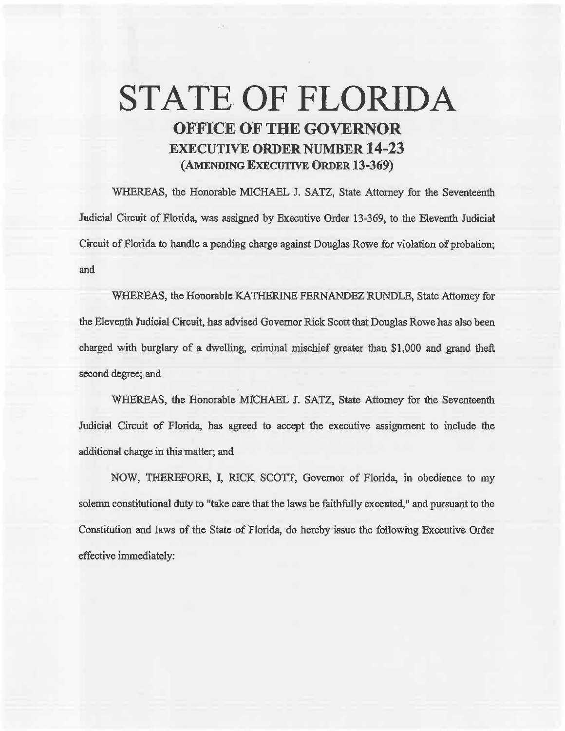# STATE OF FLORIDA

## OFFICE OF THE GOVERNOR

### EXECUTIVE ORDER NUMBER 14-23

### (AMENDING EXECUTIVE ORDER 13-369)

WHEREAS, the Honorable MICHAEL J. SATZ, State Attorney for the Seventeenth Judicial Circuit of Florida, was assigned by Executive Order 13-369, to the Eleventh Judicial Circuit of Florida to handle a pending charge against Douglas Rowe for violation of probation; and

WHEREAS, the Honorable KATHERINE FERNANDEZ RUNDLE, State Attorney for the Eleventh Judicial Circuit, has advised Governor Rick Scott that Douglas Rowe has also been charged with burglary of a dwelling, criminal mischief greater than $1,000 and grand theft second degree; and

WHEREAS, the Honorable MICHAEL J. SATZ, State Attorney for the Seventeenth Judicial Circuit of Florida, has agreed to accept the executive assignment to include the additional charge in this matter; and

NOW, THEREFORE, I, RICK SCOTT, Governor of Florida, in obedience to my solemn constitutional duty to "take care that the laws be faithfully executed," and pursuant to the Constitution and laws of the State of Florida, do hereby issue the following Executive Order effective immediately: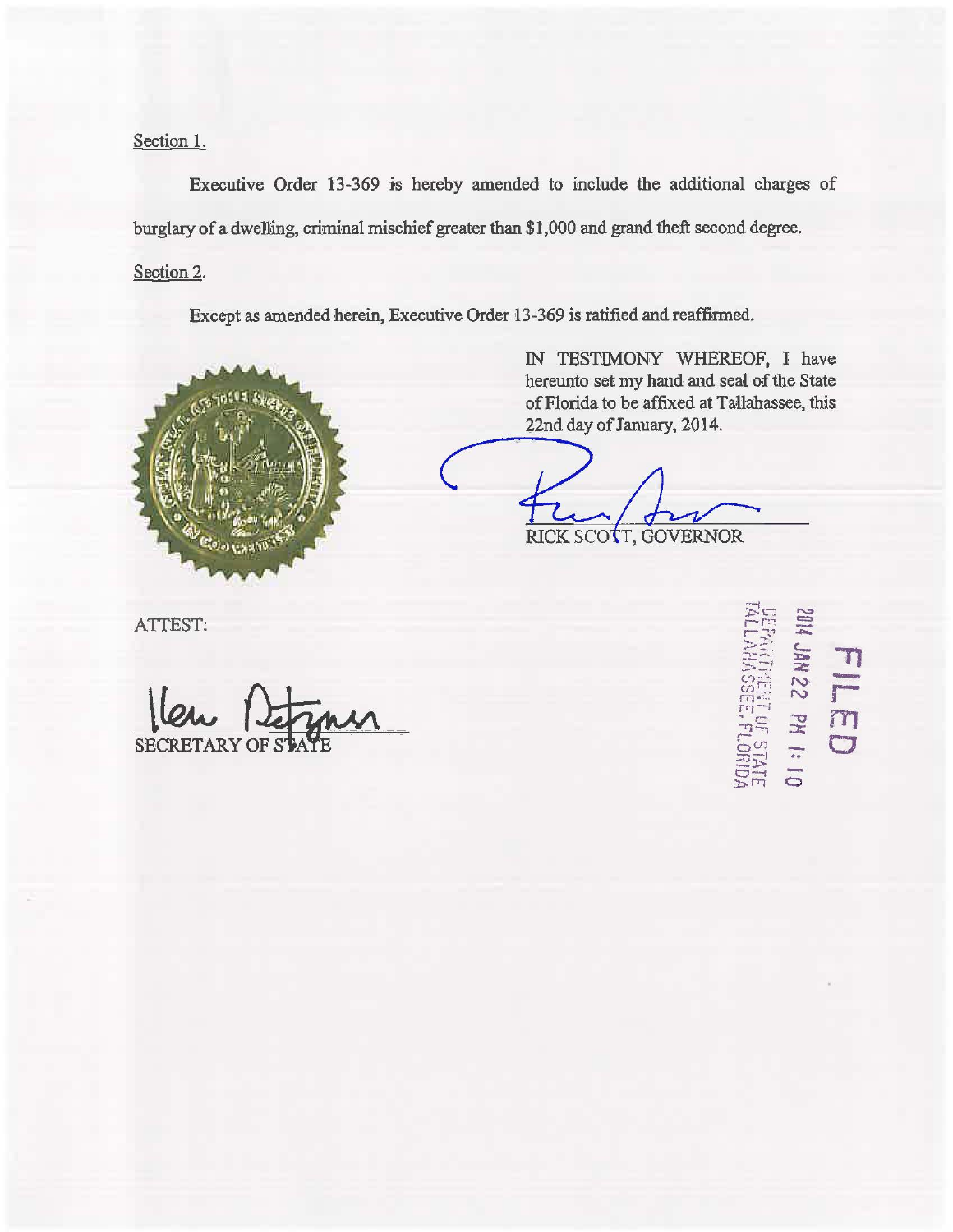Section 1.

Executive Order 13-369 is hereby amended to include the additional charges of burglary of a dwelling, criminal mischief greater than $1,000 and grand theft second degree.

Section 2.

Except as amended herein, Executive Order 13-369 is ratified and reaffirmed.

IN TESTIMONY WHEREOF, I have hereunto set my hand and seal of the State of Florida to be affixed at Tallahassee, this 22nd day of January, 2014.

RICK SCOTT, GOVERNOR

ATTEST:

SECRETARY OF STATE

FILED

2014 JAN 22 PM 1:10

DEPARTMENT OF STATE
TALLAHASSEE, FLORIDA